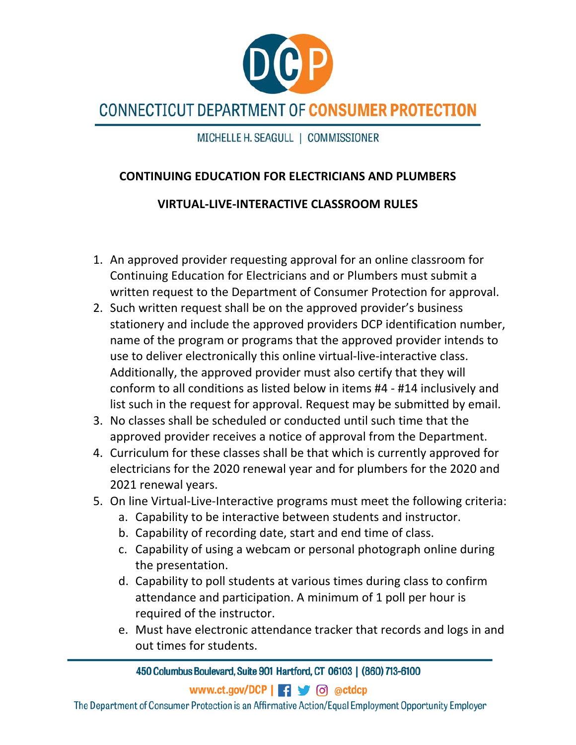CONNECTICUT DEPARTMENT OF CONSUMER PROTECTION

MICHELLE H. SEAGULL | COMMISSIONER

**CONTINUING EDUCATION FOR ELECTRICIANS AND PLUMBERS**

**VIRTUAL-LIVE-INTERACTIVE CLASSROOM RULES**

1. An approved provider requesting approval for an online classroom for Continuing Education for Electricians and or Plumbers must submit a written request to the Department of Consumer Protection for approval.
2. Such written request shall be on the approved provider's business stationery and include the approved providers DCP identification number, name of the program or programs that the approved provider intends to use to deliver electronically this online virtual-live-interactive class. Additionally, the approved provider must also certify that they will conform to all conditions as listed below in items #4 - #14 inclusively and list such in the request for approval. Request may be submitted by email.
3. No classes shall be scheduled or conducted until such time that the approved provider receives a notice of approval from the Department.
4. Curriculum for these classes shall be that which is currently approved for electricians for the 2020 renewal year and for plumbers for the 2020 and 2021 renewal years.
5. On line Virtual-Live-Interactive programs must meet the following criteria:
   a. Capability to be interactive between students and instructor.
   b. Capability of recording date, start and end time of class.
   c. Capability of using a webcam or personal photograph online during the presentation.
   d. Capability to poll students at various times during class to confirm attendance and participation. A minimum of 1 poll per hour is required of the instructor.
   e. Must have electronic attendance tracker that records and logs in and out times for students.

450 Columbus Boulevard, Suite 901 Hartford, CT 06103 | (860) 713-6100

www.ct.gov/DCP | @ctdcp

The Department of Consumer Protection is an Affirmative Action/Equal Employment Opportunity Employer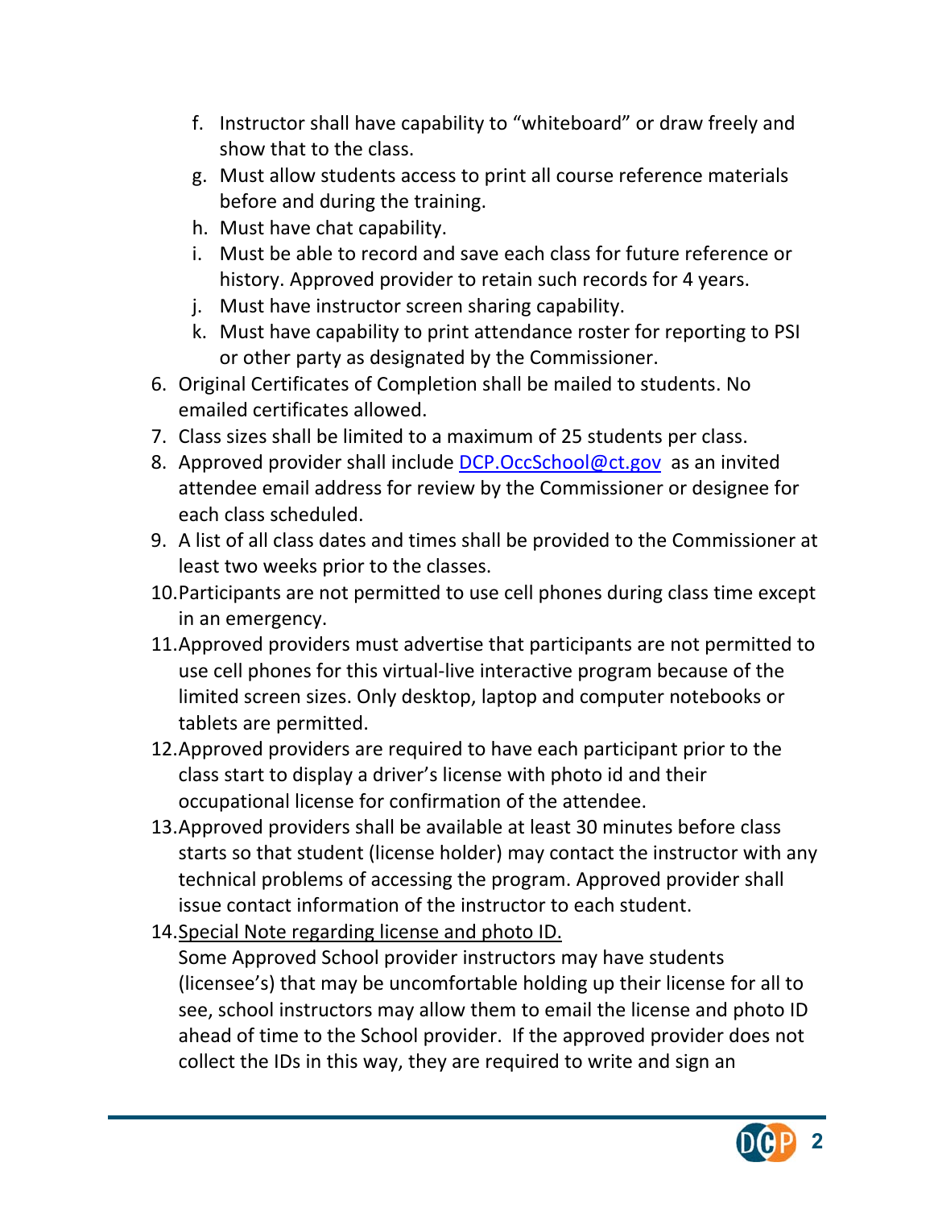f. Instructor shall have capability to “whiteboard” or draw freely and show that to the class.
   g. Must allow students access to print all course reference materials before and during the training.
   h. Must have chat capability.
   i. Must be able to record and save each class for future reference or history. Approved provider to retain such records for 4 years.
   j. Must have instructor screen sharing capability.
   k. Must have capability to print attendance roster for reporting to PSI or other party as designated by the Commissioner.
6. Original Certificates of Completion shall be mailed to students. No emailed certificates allowed.
7. Class sizes shall be limited to a maximum of 25 students per class.
8. Approved provider shall include [DCP.OccSchool@ct.gov](mailto:DCP.OccSchool@ct.gov) as an invited attendee email address for review by the Commissioner or designee for each class scheduled.
9. A list of all class dates and times shall be provided to the Commissioner at least two weeks prior to the classes.
10. Participants are not permitted to use cell phones during class time except in an emergency.
11. Approved providers must advertise that participants are not permitted to use cell phones for this virtual-live interactive program because of the limited screen sizes. Only desktop, laptop and computer notebooks or tablets are permitted.
12. Approved providers are required to have each participant prior to the class start to display a driver’s license with photo id and their occupational license for confirmation of the attendee.
13. Approved providers shall be available at least 30 minutes before class starts so that student (license holder) may contact the instructor with any technical problems of accessing the program. Approved provider shall issue contact information of the instructor to each student.
14. <u>Special Note regarding license and photo ID.</u>
    Some Approved School provider instructors may have students (licensee’s) that may be uncomfortable holding up their license for all to see, school instructors may allow them to email the license and photo ID ahead of time to the School provider. If the approved provider does not collect the IDs in this way, they are required to write and sign an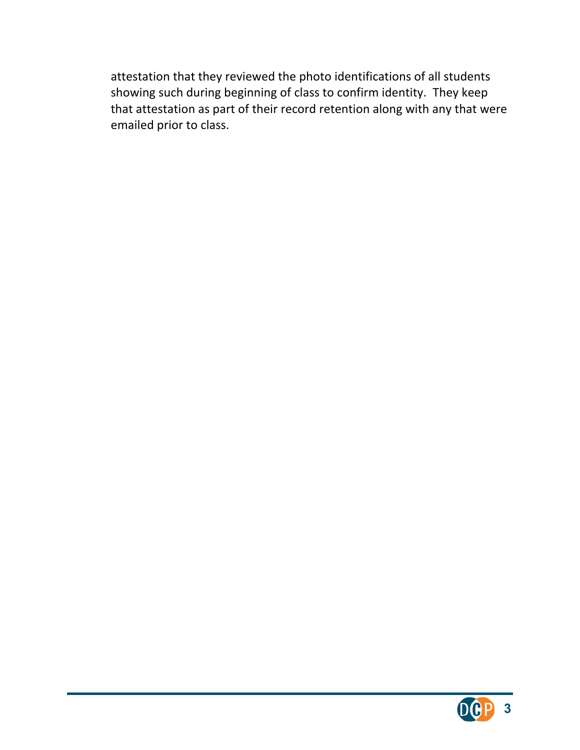attestation that they reviewed the photo identifications of all students showing such during beginning of class to confirm identity. They keep that attestation as part of their record retention along with any that were emailed prior to class.